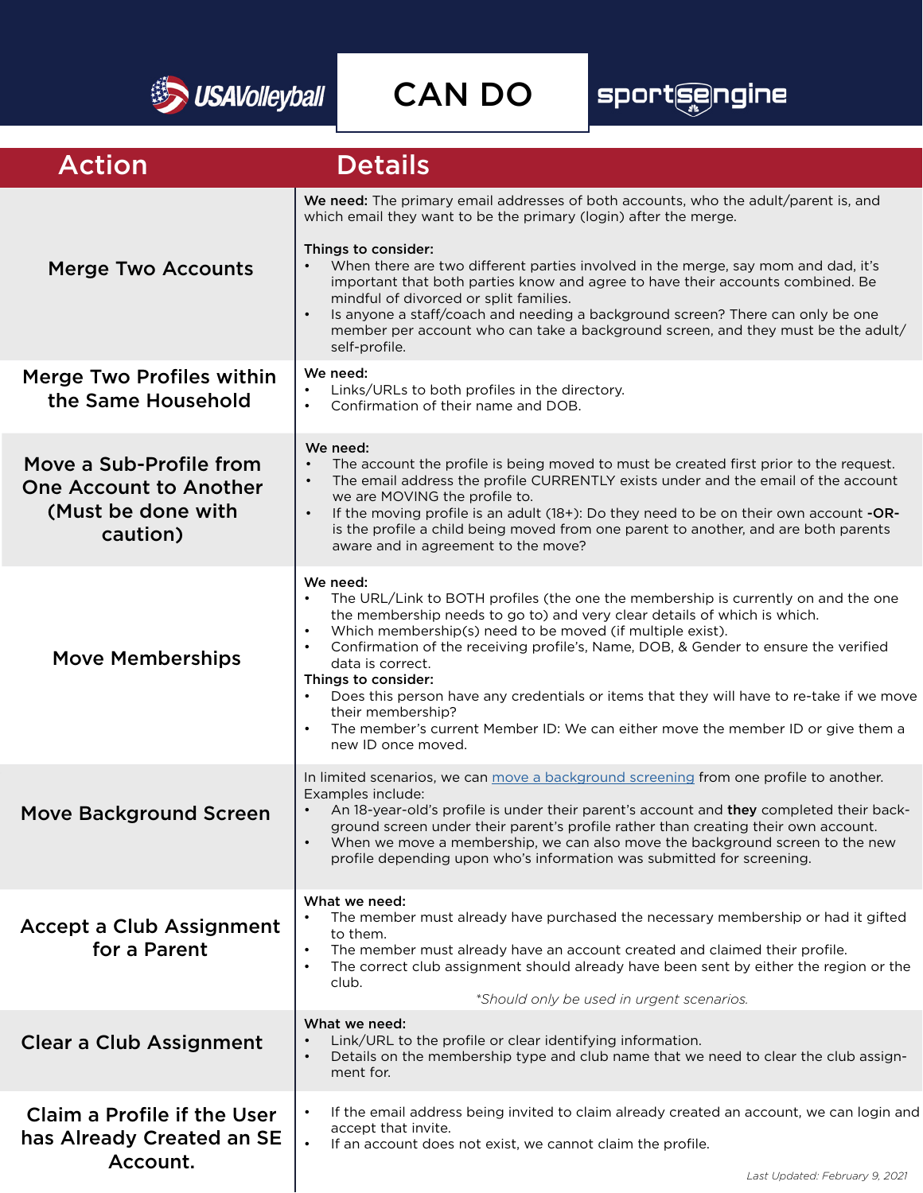# CAN DO

| Action | Details |
| --- | --- |
| **Merge Two Accounts** | **We need:** The primary email addresses of both accounts, who the adult/parent is, and which email they want to be the primary (login) after the merge.<br><br>Things to consider:<br>• When there are two different parties involved in the merge, say mom and dad, it's important that both parties know and agree to have their accounts combined. Be mindful of divorced or split families.<br>• Is anyone a staff/coach and needing a background screen? There can only be one member per account who can take a background screen, and they must be the adult/self-profile. |
| **Merge Two Profiles within the Same Household** | We need:<br>• Links/URLs to both profiles in the directory.<br>• Confirmation of their name and DOB. |
| **Move a Sub-Profile from One Account to Another (Must be done with caution)** | We need:<br>• The account the profile is being moved to must be created first prior to the request.<br>• The email address the profile CURRENTLY exists under and the email of the account we are MOVING the profile to.<br>• If the moving profile is an adult (18+): Do they need to be on their own account **-OR-** is the profile a child being moved from one parent to another, and are both parents aware and in agreement to the move? |
| **Move Memberships** | We need:<br>• The URL/Link to BOTH profiles (the one the membership is currently on and the one the membership needs to go to) and very clear details of which is which.<br>• Which membership(s) need to be moved (if multiple exist).<br>• Confirmation of the receiving profile's, Name, DOB, & Gender to ensure the verified data is correct.<br>Things to consider:<br>• Does this person have any credentials or items that they will have to re-take if we move their membership?<br>• The member's current Member ID: We can either move the member ID or give them a new ID once moved. |
| **Move Background Screen** | In limited scenarios, we can move a background screening from one profile to another. Examples include:<br>• An 18-year-old's profile is under their parent's account and **they** completed their background screen under their parent's profile rather than creating their own account.<br>• When we move a membership, we can also move the background screen to the new profile depending upon who's information was submitted for screening. |
| **Accept a Club Assignment for a Parent** | What we need:<br>• The member must already have purchased the necessary membership or had it gifted to them.<br>• The member must already have an account created and claimed their profile.<br>• The correct club assignment should already have been sent by either the region or the club.<br>*\*Should only be used in urgent scenarios.* |
| **Clear a Club Assignment** | What we need:<br>• Link/URL to the profile or clear identifying information.<br>• Details on the membership type and club name that we need to clear the club assignment for. |
| **Claim a Profile if the User has Already Created an SE Account.** | • If the email address being invited to claim already created an account, we can login and accept that invite.<br>• If an account does not exist, we cannot claim the profile. |

*Last Updated: February 9, 2021*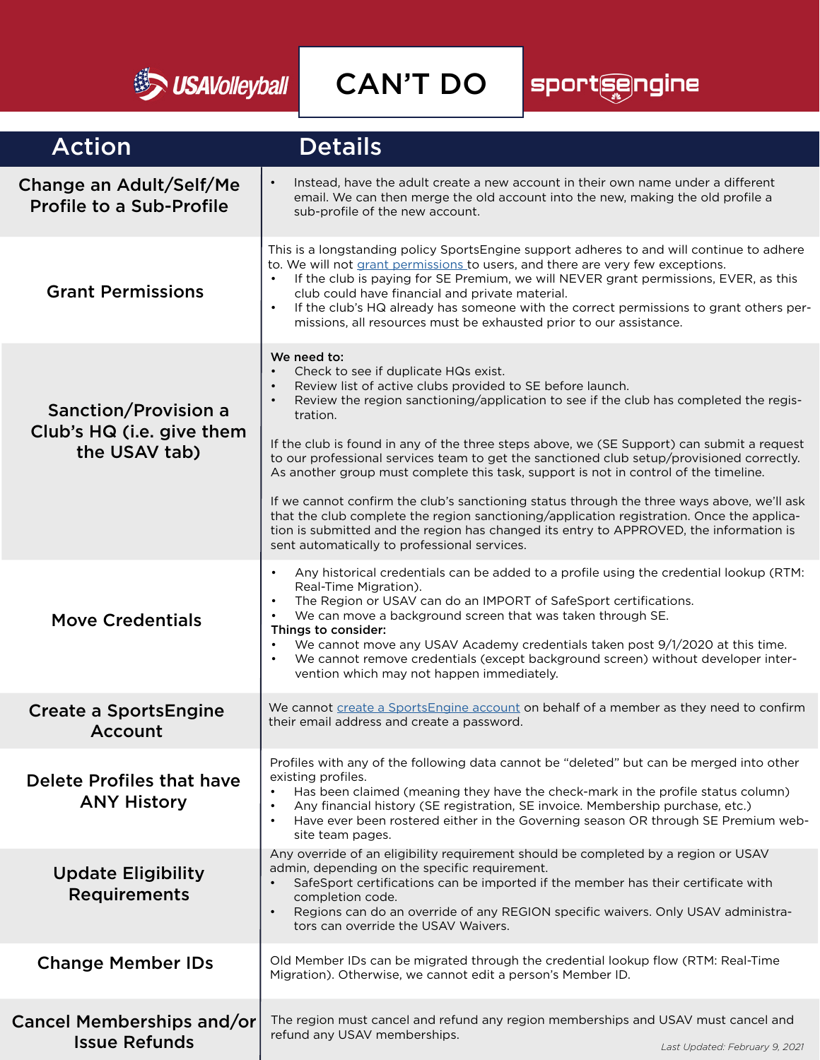# CAN'T DO

| Action | Details |
|---|---|
| **Change an Adult/Self/Me Profile to a Sub-Profile** | • Instead, have the adult create a new account in their own name under a different email. We can then merge the old account into the new, making the old profile a sub-profile of the new account. |
| **Grant Permissions** | This is a longstanding policy SportsEngine support adheres to and will continue to adhere to. We will not grant permissions to users, and there are very few exceptions.<br>• If the club is paying for SE Premium, we will NEVER grant permissions, EVER, as this club could have financial and private material.<br>• If the club's HQ already has someone with the correct permissions to grant others permissions, all resources must be exhausted prior to our assistance. |
| **Sanction/Provision a Club's HQ (i.e. give them the USAV tab)** | **We need to:**<br>• Check to see if duplicate HQs exist.<br>• Review list of active clubs provided to SE before launch.<br>• Review the region sanctioning/application to see if the club has completed the registration.<br><br>If the club is found in any of the three steps above, we (SE Support) can submit a request to our professional services team to get the sanctioned club setup/provisioned correctly. As another group must complete this task, support is not in control of the timeline.<br><br>If we cannot confirm the club's sanctioning status through the three ways above, we'll ask that the club complete the region sanctioning/application registration. Once the application is submitted and the region has changed its entry to APPROVED, the information is sent automatically to professional services. |
| **Move Credentials** | • Any historical credentials can be added to a profile using the credential lookup (RTM: Real-Time Migration).<br>• The Region or USAV can do an IMPORT of SafeSport certifications.<br>• We can move a background screen that was taken through SE.<br>**Things to consider:**<br>• We cannot move any USAV Academy credentials taken post 9/1/2020 at this time.<br>• We cannot remove credentials (except background screen) without developer intervention which may not happen immediately. |
| **Create a SportsEngine Account** | We cannot create a SportsEngine account on behalf of a member as they need to confirm their email address and create a password. |
| **Delete Profiles that have ANY History** | Profiles with any of the following data cannot be "deleted" but can be merged into other existing profiles.<br>• Has been claimed (meaning they have the check-mark in the profile status column)<br>• Any financial history (SE registration, SE invoice. Membership purchase, etc.)<br>• Have ever been rostered either in the Governing season OR through SE Premium website team pages. |
| **Update Eligibility Requirements** | Any override of an eligibility requirement should be completed by a region or USAV admin, depending on the specific requirement.<br>• SafeSport certifications can be imported if the member has their certificate with completion code.<br>• Regions can do an override of any REGION specific waivers. Only USAV administrators can override the USAV Waivers. |
| **Change Member IDs** | Old Member IDs can be migrated through the credential lookup flow (RTM: Real-Time Migration). Otherwise, we cannot edit a person's Member ID. |
| **Cancel Memberships and/or Issue Refunds** | The region must cancel and refund any region memberships and USAV must cancel and refund any USAV memberships. |

*Last Updated: February 9, 2021*